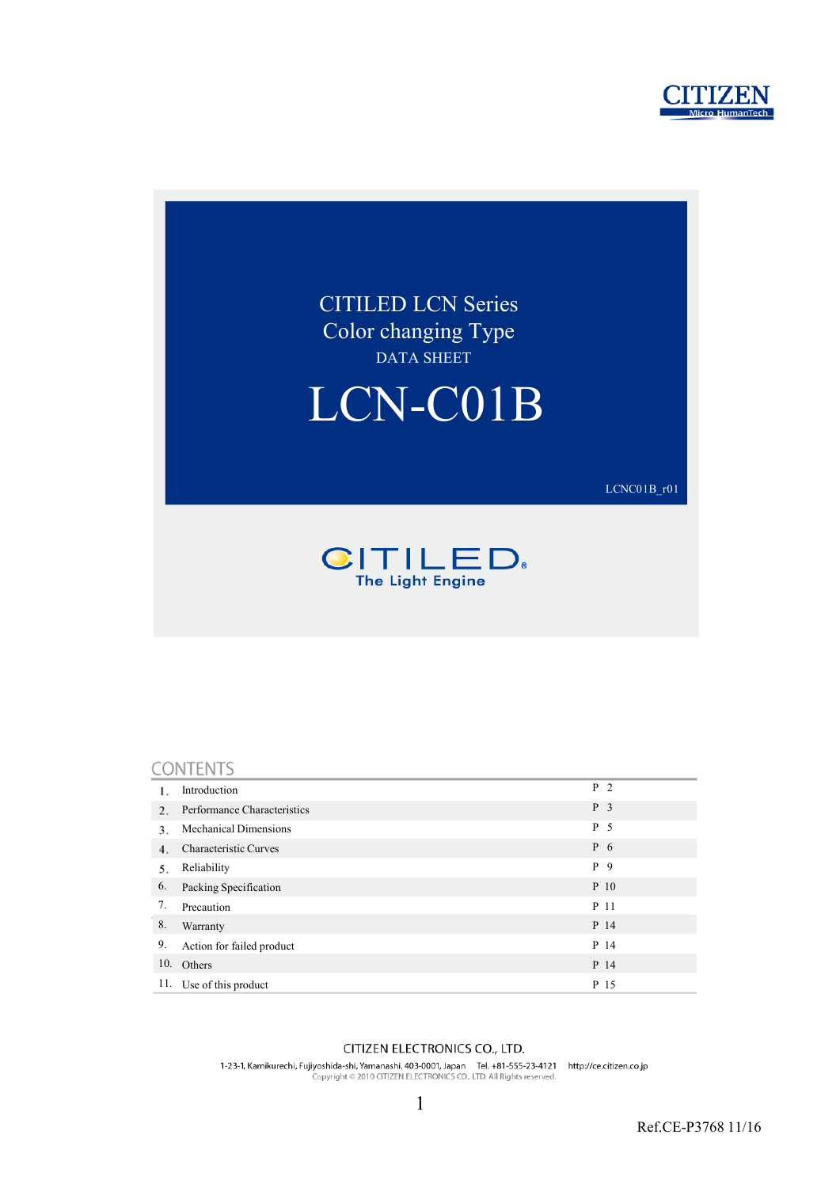CITIZEN
Micro HumanTech

# CITILED LCN Series
## Color changing Type
DATA SHEET

# LCN-C01B

LCNC01B_r01

CITILED®
The Light Engine

## CONTENTS

| | | |
|---|---|---|
| 1. | Introduction | P 2 |
| 2. | Performance Characteristics | P 3 |
| 3. | Mechanical Dimensions | P 5 |
| 4. | Characteristic Curves | P 6 |
| 5. | Reliability | P 9 |
| 6. | Packing Specification | P 10 |
| 7. | Precaution | P 11 |
| 8. | Warranty | P 14 |
| 9. | Action for failed product | P 14 |
| 10. | Others | P 14 |
| 11. | Use of this product | P 15 |

CITIZEN ELECTRONICS CO., LTD.
1-23-1, Kamikurechi, Fujiyoshida-shi, Yamanashi, 403-0001, Japan Tel. +81-555-23-4121 http://ce.citizen.co.jp
Copyright © 2010 CITIZEN ELECTRONICS CO., LTD. All Rights reserved.

Ref.CE-P3768 11/16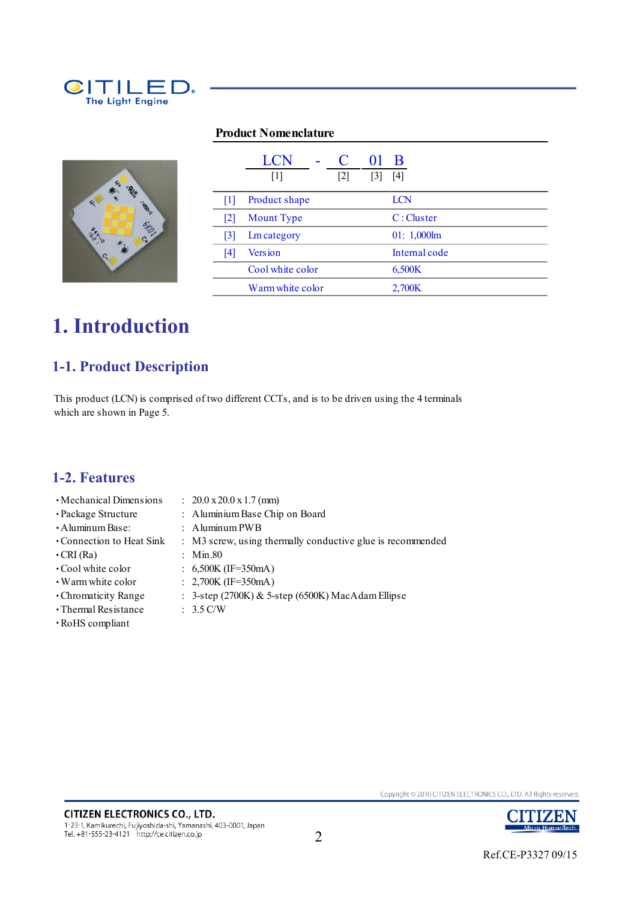## Product Nomenclature

| LCN | - | C | 01 | B |
|---|---|---|---|---|
| [1] | | [2] | [3] | [4] |

| | | |
|---|---|---|
| [1] | Product shape | LCN |
| [2] | Mount Type | C : Cluster |
| [3] | Lm category | 01: 1,000lm |
| [4] | Version | Internal code |
| | Cool white color | 6,500K |
| | Warm white color | 2,700K |

# 1. Introduction

## 1-1. Product Description

This product (LCN) is comprised of two different CCTs, and is to be driven using the 4 terminals which are shown in Page 5.

## 1-2. Features

- Mechanical Dimensions : 20.0 x 20.0 x 1.7 (mm)
- Package Structure : Aluminium Base Chip on Board
- Aluminum Base: : Aluminum PWB
- Connection to Heat Sink : M3 screw, using thermally conductive glue is recommended
- CRI (Ra) : Min.80
- Cool white color : 6,500K (IF=350mA)
- Warm white color : 2,700K (IF=350mA)
- Chromaticity Range : 3-step (2700K) & 5-step (6500K) MacAdam Ellipse
- Thermal Resistance : 3.5 C/W
- RoHS compliant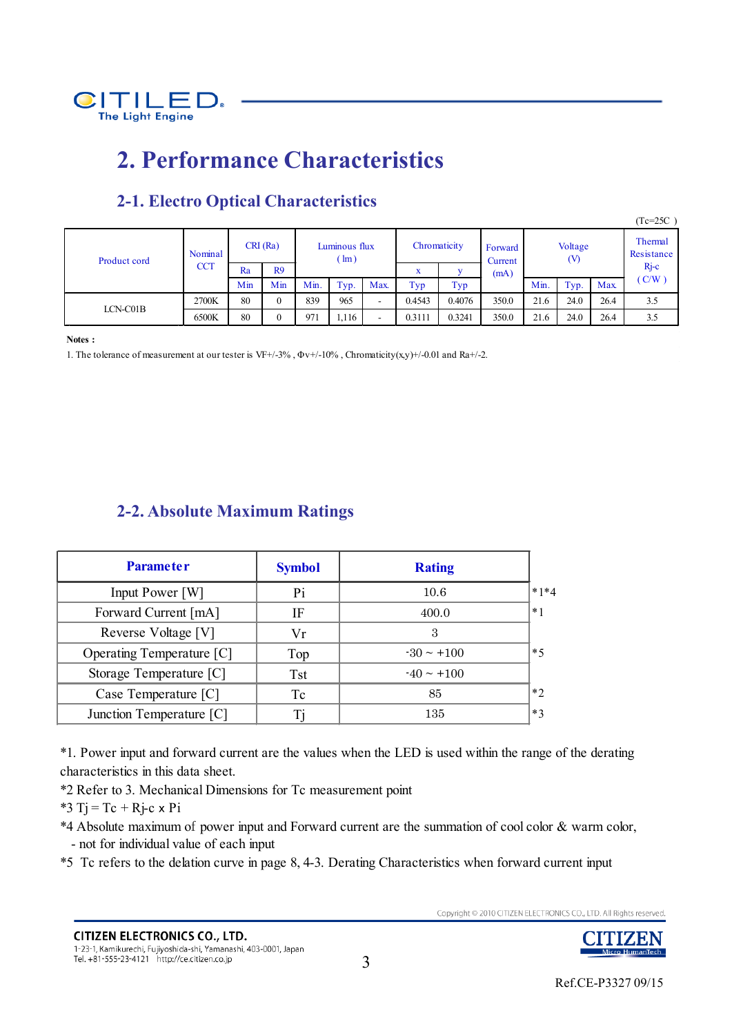# 2. Performance Characteristics

## 2-1. Electro Optical Characteristics

(Tc=25C )

| Product cord | Nominal CCT | CRI (Ra) | | Luminous flux (lm) | | | Chromaticity | | Forward Current (mA) | Voltage (V) | | | Thermal Resistance Rj-c (C/W) |
|---|---|---|---|---|---|---|---|---|---|---|---|---|---|
| | | Ra | R9 | | | | x | y | | | | | |
| | | Min | Min | Min. | Typ. | Max. | Typ | Typ | | Min. | Typ. | Max. | |
| LCN-C01B | 2700K | 80 | 0 | 839 | 965 | - | 0.4543 | 0.4076 | 350.0 | 21.6 | 24.0 | 26.4 | 3.5 |
| | 6500K | 80 | 0 | 971 | 1,116 | - | 0.3111 | 0.3241 | 350.0 | 21.6 | 24.0 | 26.4 | 3.5 |

**Notes :**

1. The tolerance of measurement at our tester is VF+/-3% , Φv+/-10% , Chromaticity(x,y)+/-0.01 and Ra+/-2.

## 2-2. Absolute Maximum Ratings

| Parameter | Symbol | Rating | |
|---|---|---|---|
| Input Power [W] | Pi | 10.6 | *1*4 |
| Forward Current [mA] | IF | 400.0 | *1 |
| Reverse Voltage [V] | Vr | 3 | |
| Operating Temperature [C] | Top | -30 ~ +100 | *5 |
| Storage Temperature [C] | Tst | -40 ~ +100 | |
| Case Temperature [C] | Tc | 85 | *2 |
| Junction Temperature [C] | Tj | 135 | *3 |

*1. Power input and forward current are the values when the LED is used within the range of the derating characteristics in this data sheet.

*2 Refer to 3. Mechanical Dimensions for Tc measurement point

*3 Tj = Tc + Rj-c x Pi

*4 Absolute maximum of power input and Forward current are the summation of cool color & warm color, - not for individual value of each input

*5 Tc refers to the delation curve in page 8, 4-3. Derating Characteristics when forward current input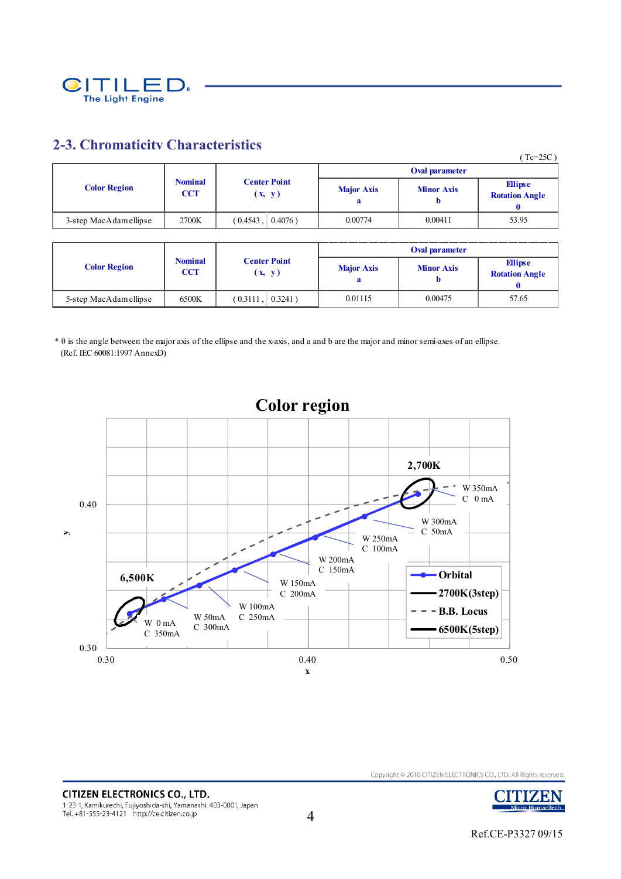## 2-3. Chromaticity Characteristics

( Tc=25C )

| Color Region | Nominal CCT | Center Point (x, y) | | Oval parameter | | |
|---|---|---|---|---|---|---|
| | | | | Major Axis a | Minor Axis b | Ellipse Rotation Angle θ |
| 3-step MacAdam ellipse | 2700K | ( 0.4543 , | 0.4076 ) | 0.00774 | 0.00411 | 53.95 |

| Color Region | Nominal CCT | Center Point (x, y) | | Oval parameter | | |
|---|---|---|---|---|---|---|
| | | | | Major Axis a | Minor Axis b | Ellipse Rotation Angle θ |
| 5-step MacAdam ellipse | 6500K | ( 0.3111 , | 0.3241 ) | 0.01115 | 0.00475 | 57.65 |

* θ is the angle between the major axis of the ellipse and the x-axis, and a and b are the major and minor semi-axes of an ellipse.
(Ref. IEC 60081:1997 AnnexD)

**Color region**

Chart (y vs x, x axis 0.30–0.50, y axis 0.30–0.40+). Legend: Orbital; 2700K(3step); B.B. Locus; 6500K(5step). Labels: 6,500K; 2,700K.

Orbital points: W 0 mA / C 350mA; W 50mA / C 300mA; W 100mA / C 250mA; W 150mA / C 200mA; W 200mA / C 150mA; W 250mA / C 100mA; W 300mA / C 50mA; W 350mA / C 0 mA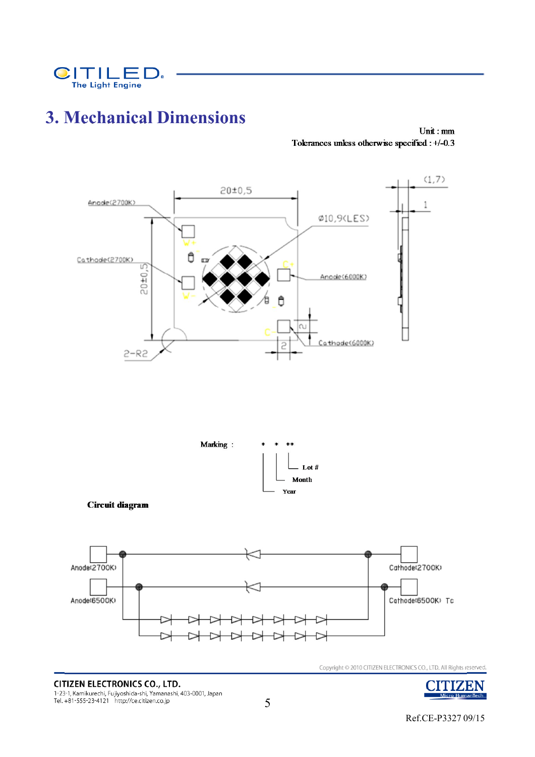# 3. Mechanical Dimensions

Unit : mm

Tolerances unless otherwise specified : +/-0.3

Anode(2700K)

20±0,5

Ø10,9(LES)

(1,7)

1

Cathode(2700K)

20±0,5

W+

W-

C+

C-

Anode(6000K)

2

2

Cathode(6000K)

2-R2

Marking : * * **

Lot #

Month

Year

**Circuit diagram**

Anode(2700K)

Anode(6500K)

Cathode(2700K)

Cathode(6500K) Tc

Copyright © 2010 CITIZEN ELECTRONICS CO., LTD. All Rights reserved.

CITIZEN ELECTRONICS CO., LTD.
1-23-1, Kamikurechi, Fujiyoshida-shi, Yamanashi, 403-0001, Japan
Tel. +81-555-23-4121 http://ce.citizen.co.jp

Ref.CE-P3327 09/15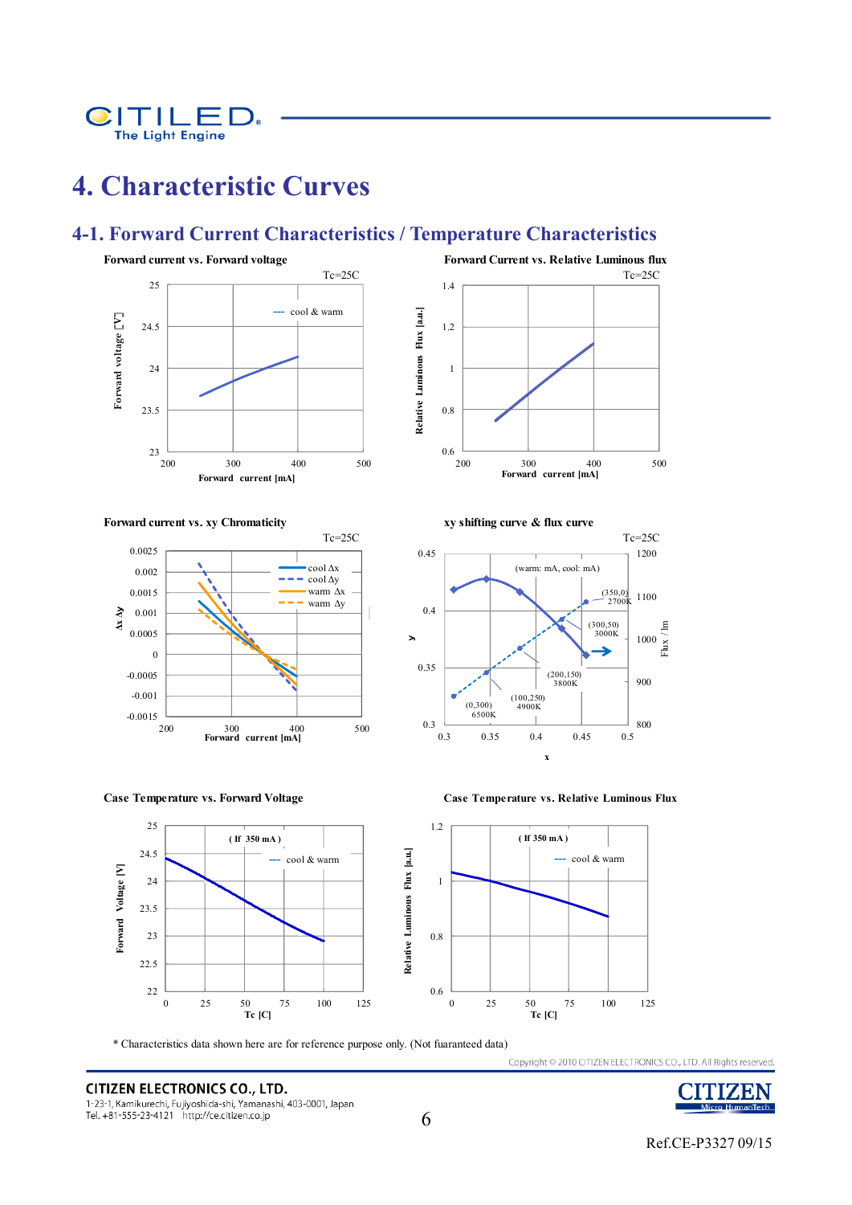# 4. Characteristic Curves

## 4-1. Forward Current Characteristics / Temperature Characteristics

**Forward current vs. Forward voltage**

Tc=25C

**Forward Current vs. Relative Luminous flux**

Tc=25C

**Forward current vs. xy Chromaticity**

Tc=25C

**xy shifting curve & flux curve**

Tc=25C

**Case Temperature vs. Forward Voltage**

( If 350 mA )

**Case Temperature vs. Relative Luminous Flux**

( If 350 mA )

\* Characteristics data shown here are for reference purpose only. (Not fuaranteed data)

Copyright © 2010 CITIZEN ELECTRONICS CO., LTD. All Rights reserved.

**CITIZEN ELECTRONICS CO., LTD.**
1-23-1, Kamikurechi, Fujiyoshida-shi, Yamanashi, 403-0001, Japan
Tel. +81-555-23-4121 http://ce.citizen.co.jp

Ref.CE-P3327 09/15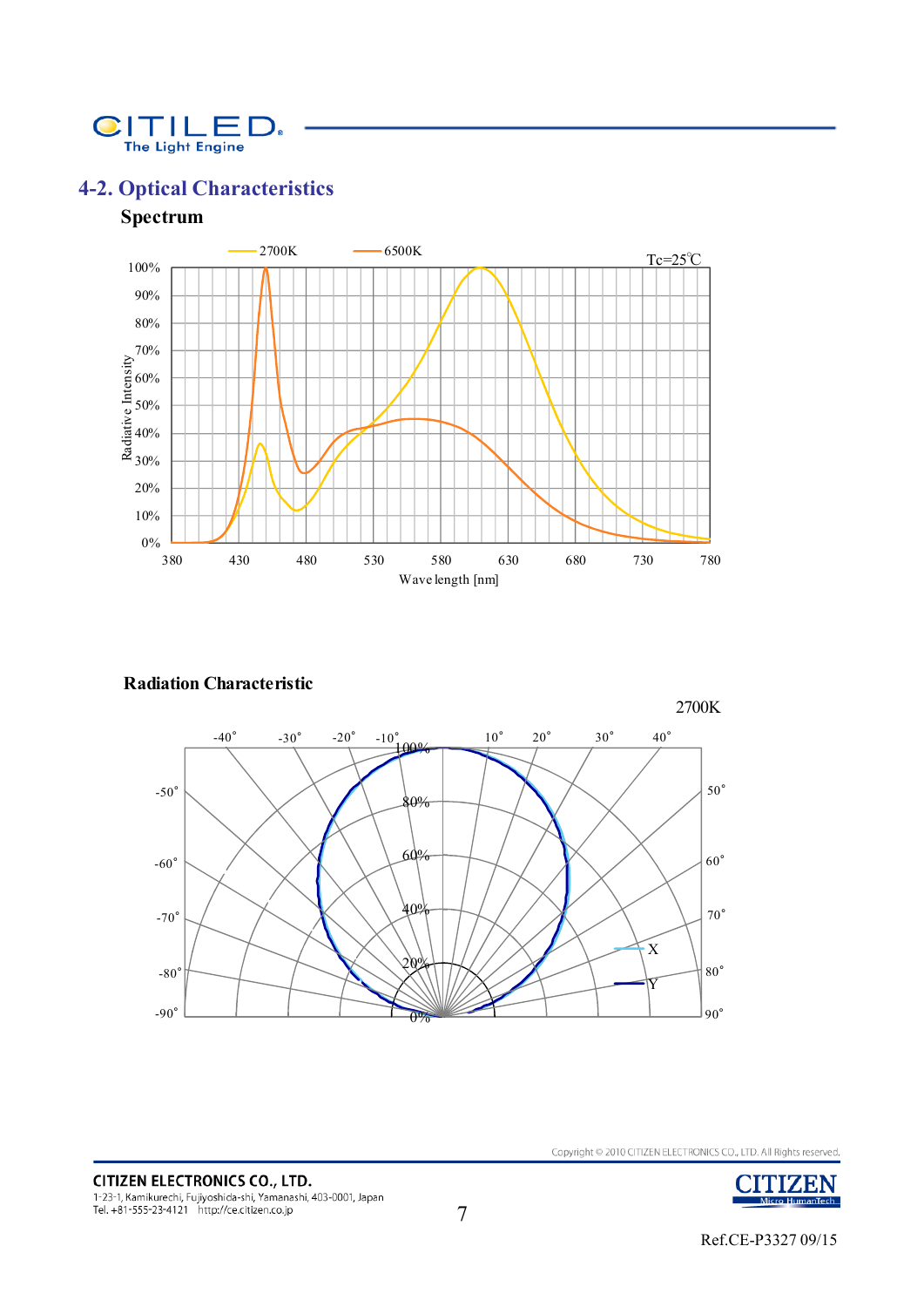## 4-2. Optical Characteristics

### Spectrum

### Radiation Characteristic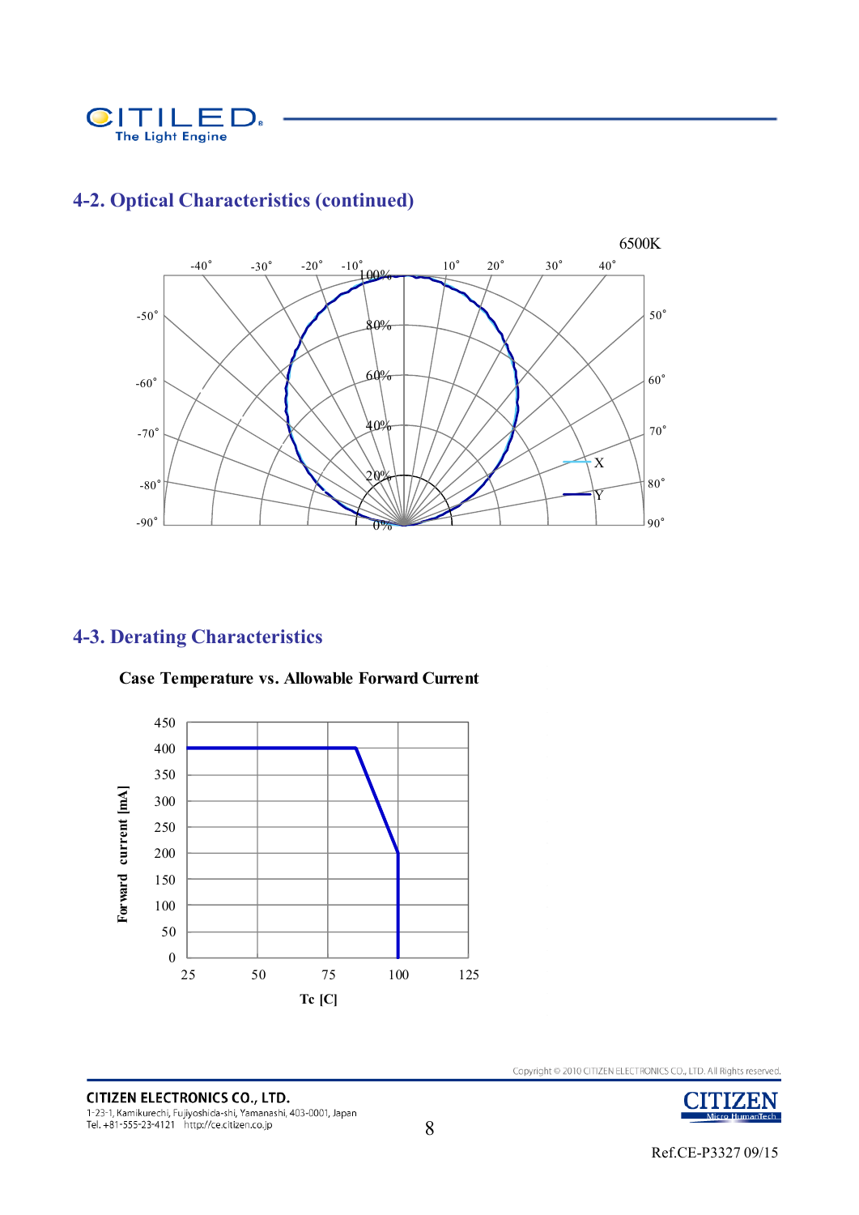## 4-2. Optical Characteristics (continued)

6500K

## 4-3. Derating Characteristics

**Case Temperature vs. Allowable Forward Current**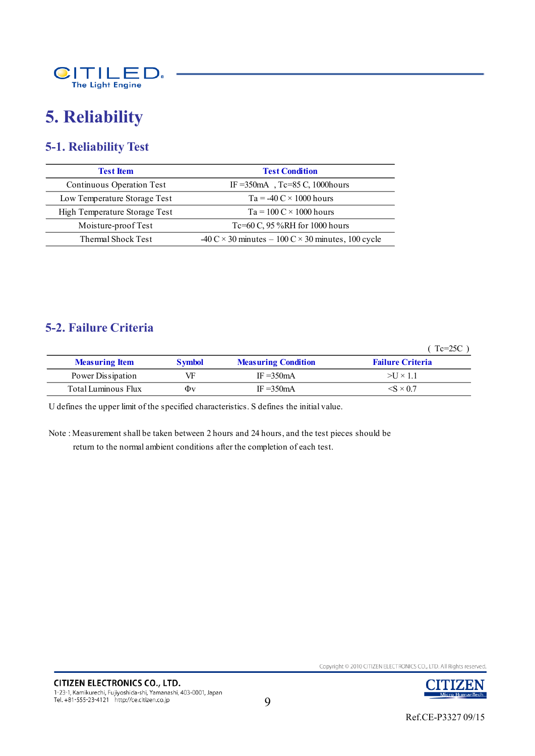# 5. Reliability

## 5-1. Reliability Test

| Test Item | Test Condition |
|---|---|
| Continuous Operation Test | IF =350mA , Tc=85 C, 1000hours |
| Low Temperature Storage Test | Ta = -40 C × 1000 hours |
| High Temperature Storage Test | Ta = 100 C × 1000 hours |
| Moisture-proof Test | Tc=60 C, 95 %RH for 1000 hours |
| Thermal Shock Test | -40 C × 30 minutes – 100 C × 30 minutes, 100 cycle |

## 5-2. Failure Criteria

( Tc=25C )

| Measuring Item | Symbol | Measuring Condition | Failure Criteria |
|---|---|---|---|
| Power Dissipation | VF | IF =350mA | >U × 1.1 |
| Total Luminous Flux | Φv | IF =350mA | <S × 0.7 |

U defines the upper limit of the specified characteristics. S defines the initial value.

Note : Measurement shall be taken between 2 hours and 24 hours, and the test pieces should be return to the normal ambient conditions after the completion of each test.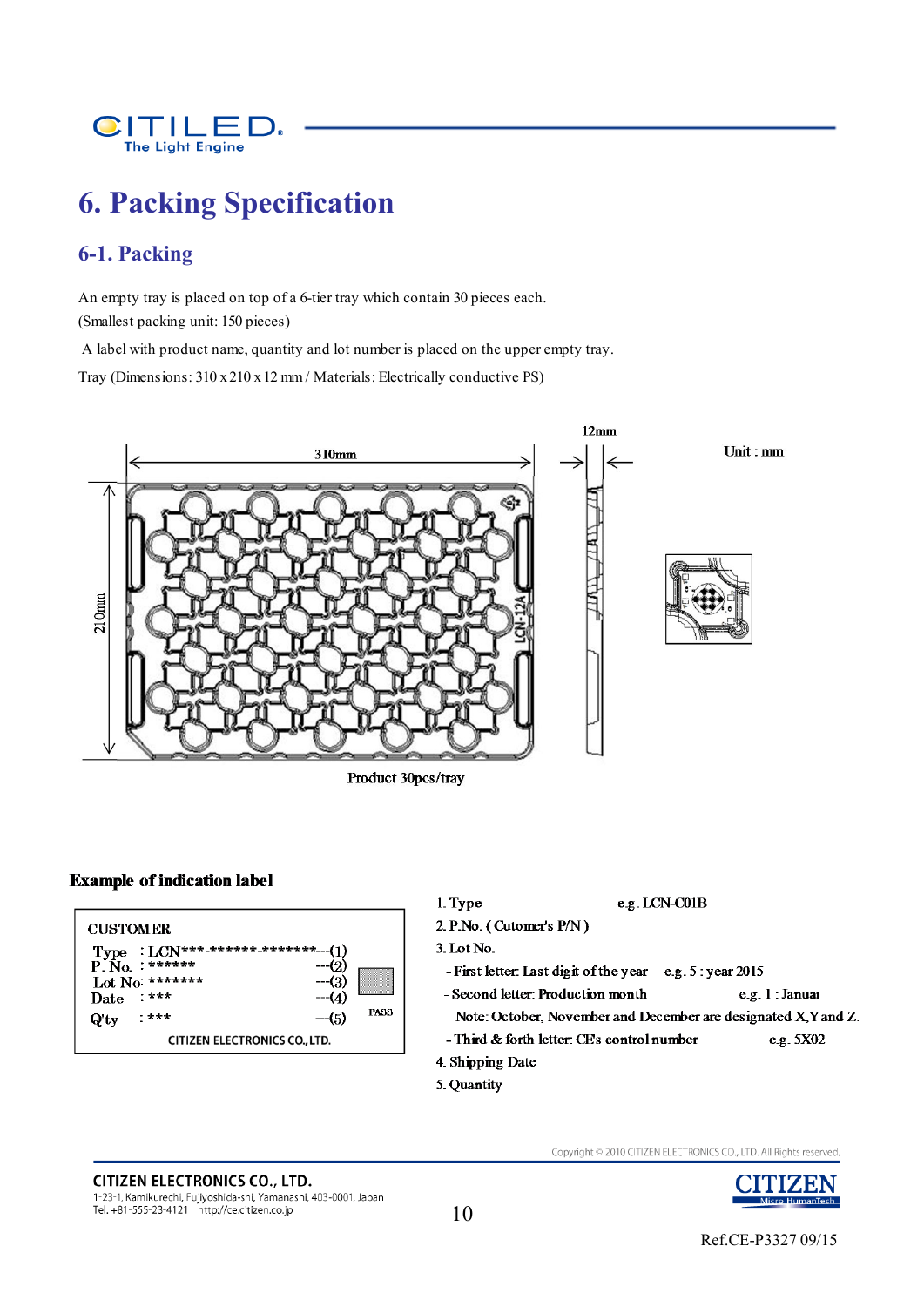# 6. Packing Specification

## 6-1. Packing

An empty tray is placed on top of a 6-tier tray which contain 30 pieces each.
(Smallest packing unit: 150 pieces)

A label with product name, quantity and lot number is placed on the upper empty tray.

Tray (Dimensions: 310 x 210 x 12 mm / Materials: Electrically conductive PS)

310mm

210mm

12mm

Unit : mm

Product 30pcs/tray

### Example of indication label

CUSTOMER
Type : LCN***-******-*******---(1)
P. No. : ****** ---(2)
Lot No: ******* ---(3)
Date : *** ---(4)
Q'ty : *** ---(5)
PASS
CITIZEN ELECTRONICS CO., LTD.

1. Type e.g. LCN-C01B
2. P.No. ( Cutomer's P/N )
3. Lot No.
   - First letter: Last digit of the year e.g. 5 : year 2015
   - Second letter: Production month e.g. 1 : Januar
     Note: October, November and December are designated X,Y and Z.
   - Third & forth letter: CE's control number e.g. 5X02
4. Shipping Date
5. Quantity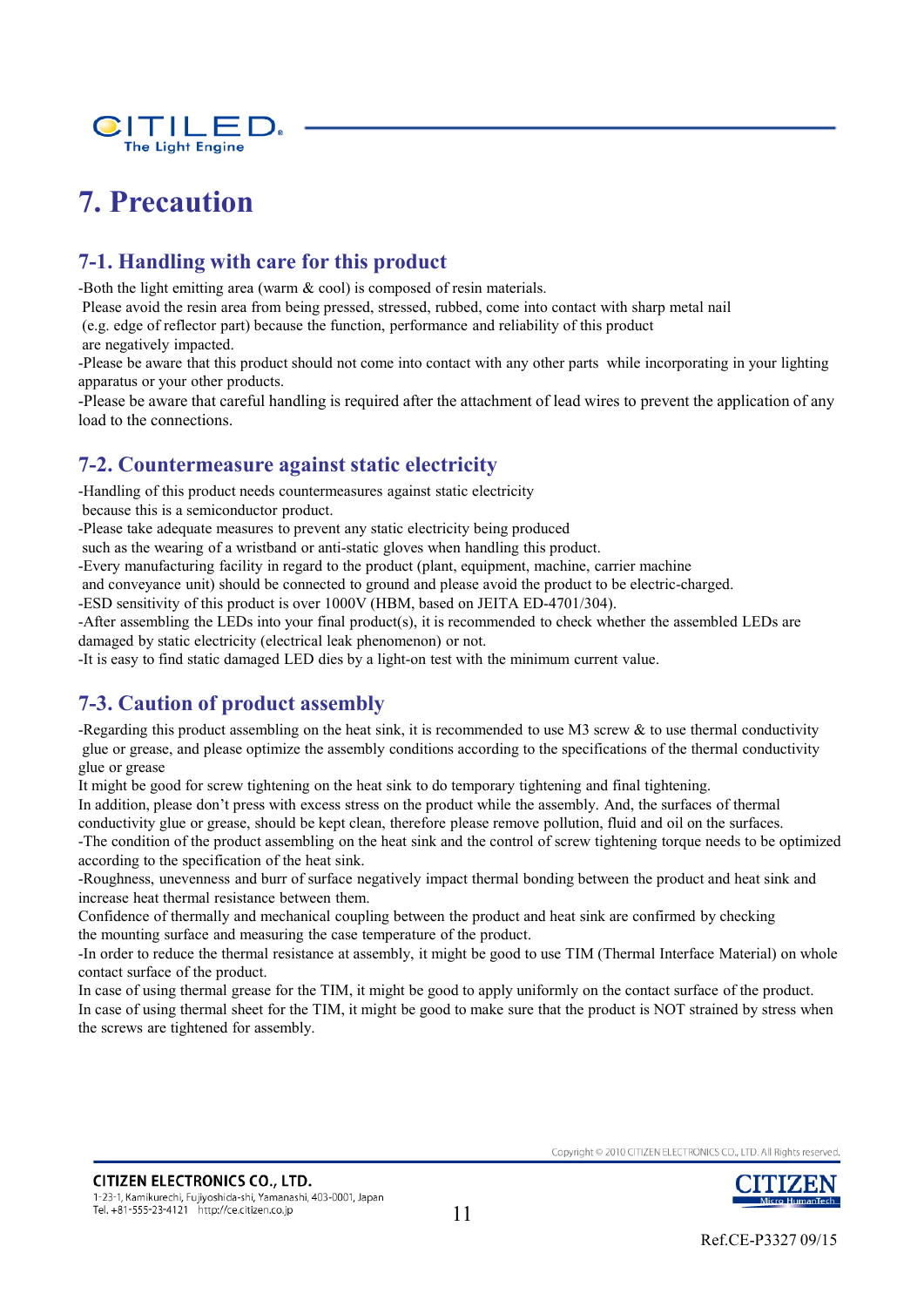# 7. Precaution

## 7-1. Handling with care for this product

-Both the light emitting area (warm & cool) is composed of resin materials.
Please avoid the resin area from being pressed, stressed, rubbed, come into contact with sharp metal nail (e.g. edge of reflector part) because the function, performance and reliability of this product are negatively impacted.

-Please be aware that this product should not come into contact with any other parts while incorporating in your lighting apparatus or your other products.

-Please be aware that careful handling is required after the attachment of lead wires to prevent the application of any load to the connections.

## 7-2. Countermeasure against static electricity

-Handling of this product needs countermeasures against static electricity because this is a semiconductor product.

-Please take adequate measures to prevent any static electricity being produced such as the wearing of a wristband or anti-static gloves when handling this product.

-Every manufacturing facility in regard to the product (plant, equipment, machine, carrier machine and conveyance unit) should be connected to ground and please avoid the product to be electric-charged.

-ESD sensitivity of this product is over 1000V (HBM, based on JEITA ED-4701/304).

-After assembling the LEDs into your final product(s), it is recommended to check whether the assembled LEDs are damaged by static electricity (electrical leak phenomenon) or not.

-It is easy to find static damaged LED dies by a light-on test with the minimum current value.

## 7-3. Caution of product assembly

-Regarding this product assembling on the heat sink, it is recommended to use M3 screw & to use thermal conductivity glue or grease, and please optimize the assembly conditions according to the specifications of the thermal conductivity glue or grease

It might be good for screw tightening on the heat sink to do temporary tightening and final tightening.

In addition, please don't press with excess stress on the product while the assembly. And, the surfaces of thermal conductivity glue or grease, should be kept clean, therefore please remove pollution, fluid and oil on the surfaces.

-The condition of the product assembling on the heat sink and the control of screw tightening torque needs to be optimized according to the specification of the heat sink.

-Roughness, unevenness and burr of surface negatively impact thermal bonding between the product and heat sink and increase heat thermal resistance between them.

Confidence of thermally and mechanical coupling between the product and heat sink are confirmed by checking the mounting surface and measuring the case temperature of the product.

-In order to reduce the thermal resistance at assembly, it might be good to use TIM (Thermal Interface Material) on whole contact surface of the product.

In case of using thermal grease for the TIM, it might be good to apply uniformly on the contact surface of the product.

In case of using thermal sheet for the TIM, it might be good to make sure that the product is NOT strained by stress when the screws are tightened for assembly.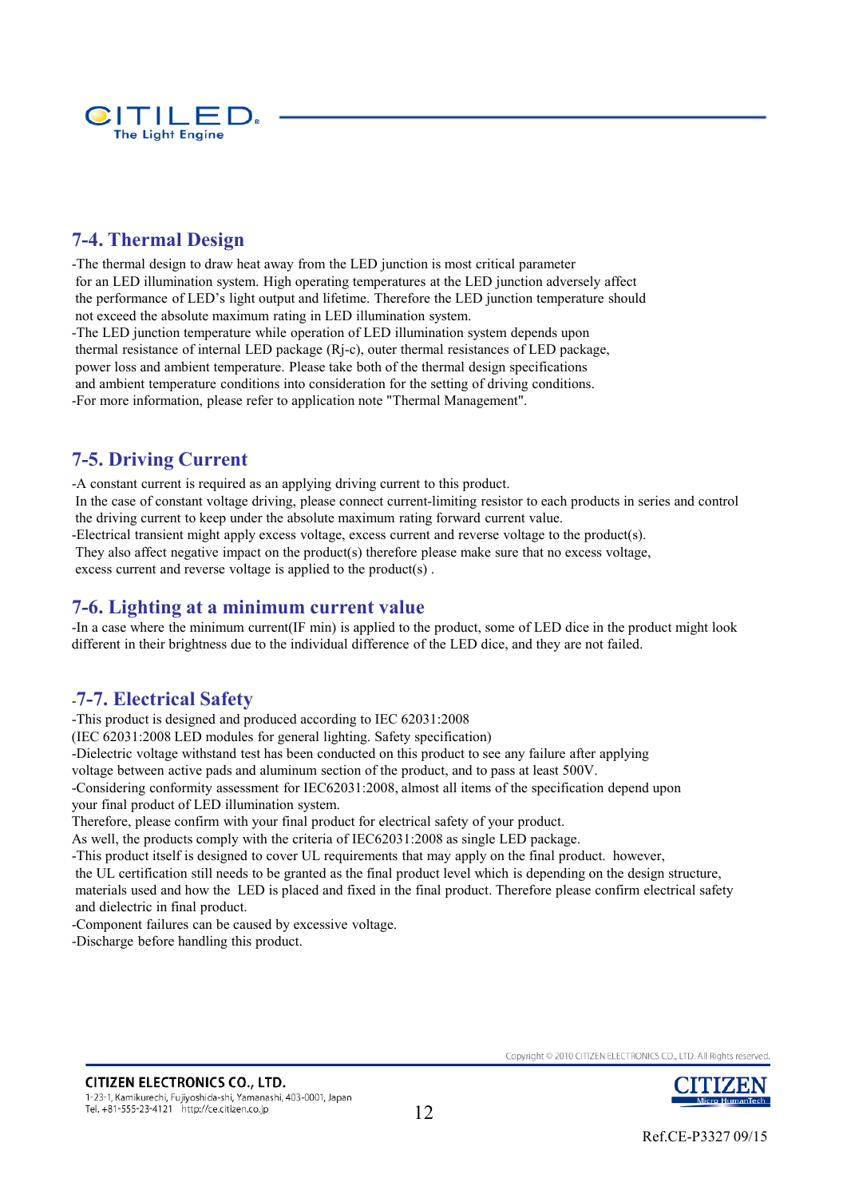## 7-4. Thermal Design

-The thermal design to draw heat away from the LED junction is most critical parameter for an LED illumination system. High operating temperatures at the LED junction adversely affect the performance of LED's light output and lifetime. Therefore the LED junction temperature should not exceed the absolute maximum rating in LED illumination system.
-The LED junction temperature while operation of LED illumination system depends upon thermal resistance of internal LED package (Rj-c), outer thermal resistances of LED package, power loss and ambient temperature. Please take both of the thermal design specifications and ambient temperature conditions into consideration for the setting of driving conditions.
-For more information, please refer to application note "Thermal Management".

## 7-5. Driving Current

-A constant current is required as an applying driving current to this product.
In the case of constant voltage driving, please connect current-limiting resistor to each products in series and control the driving current to keep under the absolute maximum rating forward current value.
-Electrical transient might apply excess voltage, excess current and reverse voltage to the product(s).
They also affect negative impact on the product(s) therefore please make sure that no excess voltage, excess current and reverse voltage is applied to the product(s) .

## 7-6. Lighting at a minimum current value

-In a case where the minimum current(IF min) is applied to the product, some of LED dice in the product might look different in their brightness due to the individual difference of the LED dice, and they are not failed.

## -7-7. Electrical Safety

-This product is designed and produced according to IEC 62031:2008
(IEC 62031:2008 LED modules for general lighting. Safety specification)
-Dielectric voltage withstand test has been conducted on this product to see any failure after applying voltage between active pads and aluminum section of the product, and to pass at least 500V.
-Considering conformity assessment for IEC62031:2008, almost all items of the specification depend upon your final product of LED illumination system.
Therefore, please confirm with your final product for electrical safety of your product.
As well, the products comply with the criteria of IEC62031:2008 as single LED package.
-This product itself is designed to cover UL requirements that may apply on the final product. however, the UL certification still needs to be granted as the final product level which is depending on the design structure, materials used and how the LED is placed and fixed in the final product. Therefore please confirm electrical safety and dielectric in final product.
-Component failures can be caused by excessive voltage.
-Discharge before handling this product.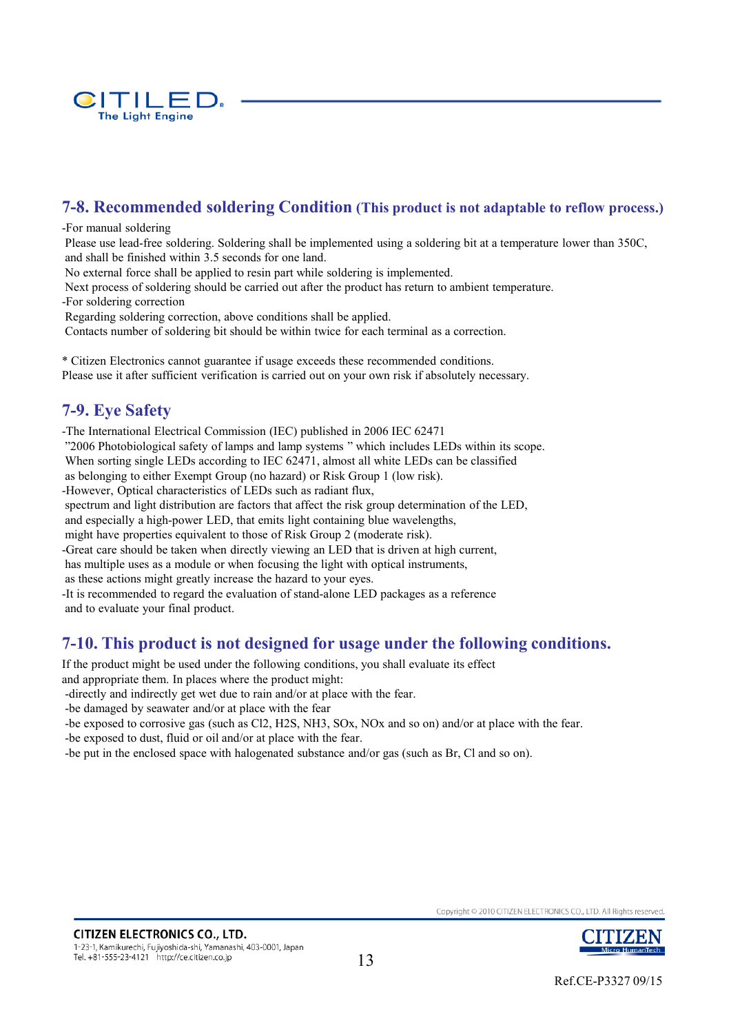## 7-8. Recommended soldering Condition (This product is not adaptable to reflow process.)

-For manual soldering
 Please use lead-free soldering. Soldering shall be implemented using a soldering bit at a temperature lower than 350C, and shall be finished within 3.5 seconds for one land.
 No external force shall be applied to resin part while soldering is implemented.
 Next process of soldering should be carried out after the product has return to ambient temperature.
-For soldering correction
 Regarding soldering correction, above conditions shall be applied.
 Contacts number of soldering bit should be within twice for each terminal as a correction.

* Citizen Electronics cannot guarantee if usage exceeds these recommended conditions.
Please use it after sufficient verification is carried out on your own risk if absolutely necessary.

## 7-9. Eye Safety

-The International Electrical Commission (IEC) published in 2006 IEC 62471
 "2006 Photobiological safety of lamps and lamp systems " which includes LEDs within its scope.
 When sorting single LEDs according to IEC 62471, almost all white LEDs can be classified as belonging to either Exempt Group (no hazard) or Risk Group 1 (low risk).
-However, Optical characteristics of LEDs such as radiant flux, spectrum and light distribution are factors that affect the risk group determination of the LED, and especially a high-power LED, that emits light containing blue wavelengths, might have properties equivalent to those of Risk Group 2 (moderate risk).
-Great care should be taken when directly viewing an LED that is driven at high current, has multiple uses as a module or when focusing the light with optical instruments, as these actions might greatly increase the hazard to your eyes.
-It is recommended to regard the evaluation of stand-alone LED packages as a reference and to evaluate your final product.

## 7-10. This product is not designed for usage under the following conditions.

If the product might be used under the following conditions, you shall evaluate its effect and appropriate them. In places where the product might:
 -directly and indirectly get wet due to rain and/or at place with the fear.
 -be damaged by seawater and/or at place with the fear
 -be exposed to corrosive gas (such as $Cl_2$, $H_2S$, $NH_3$, $SO_x$, $NO_x$ and so on) and/or at place with the fear.
 -be exposed to dust, fluid or oil and/or at place with the fear.
 -be put in the enclosed space with halogenated substance and/or gas (such as Br, Cl and so on).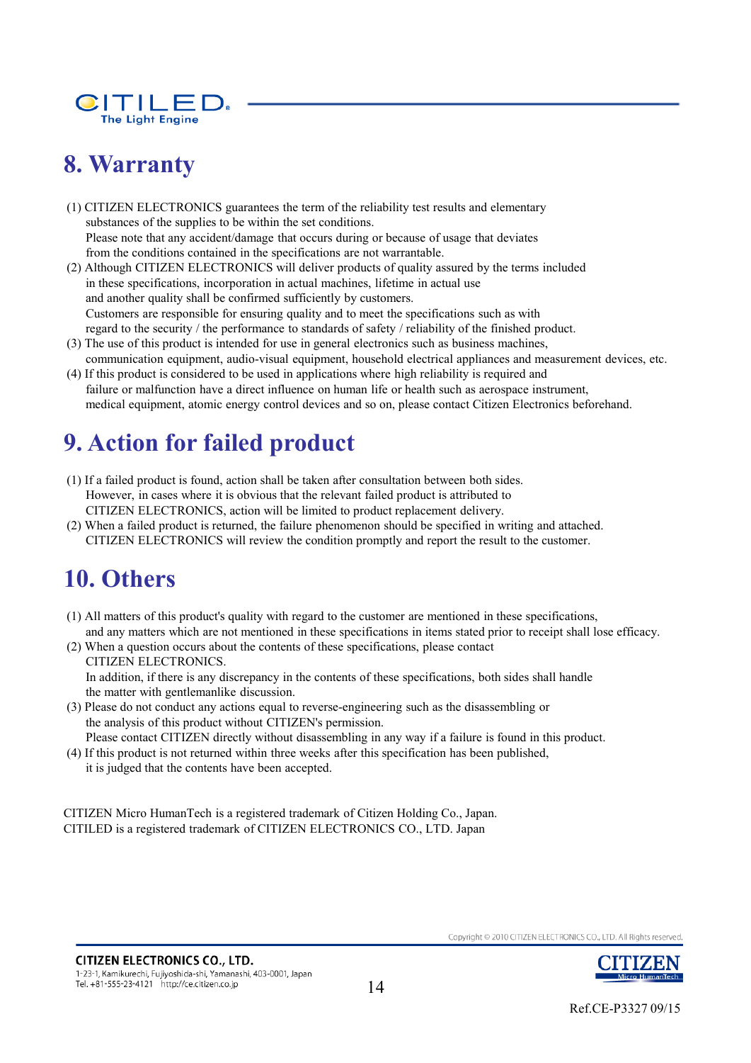# 8. Warranty

(1) CITIZEN ELECTRONICS guarantees the term of the reliability test results and elementary substances of the supplies to be within the set conditions.
Please note that any accident/damage that occurs during or because of usage that deviates from the conditions contained in the specifications are not warrantable.

(2) Although CITIZEN ELECTRONICS will deliver products of quality assured by the terms included in these specifications, incorporation in actual machines, lifetime in actual use and another quality shall be confirmed sufficiently by customers.
Customers are responsible for ensuring quality and to meet the specifications such as with regard to the security / the performance to standards of safety / reliability of the finished product.

(3) The use of this product is intended for use in general electronics such as business machines, communication equipment, audio-visual equipment, household electrical appliances and measurement devices, etc.

(4) If this product is considered to be used in applications where high reliability is required and failure or malfunction have a direct influence on human life or health such as aerospace instrument, medical equipment, atomic energy control devices and so on, please contact Citizen Electronics beforehand.

# 9. Action for failed product

(1) If a failed product is found, action shall be taken after consultation between both sides.
However, in cases where it is obvious that the relevant failed product is attributed to CITIZEN ELECTRONICS, action will be limited to product replacement delivery.

(2) When a failed product is returned, the failure phenomenon should be specified in writing and attached.
CITIZEN ELECTRONICS will review the condition promptly and report the result to the customer.

# 10. Others

(1) All matters of this product's quality with regard to the customer are mentioned in these specifications, and any matters which are not mentioned in these specifications in items stated prior to receipt shall lose efficacy.

(2) When a question occurs about the contents of these specifications, please contact CITIZEN ELECTRONICS.
In addition, if there is any discrepancy in the contents of these specifications, both sides shall handle the matter with gentlemanlike discussion.

(3) Please do not conduct any actions equal to reverse-engineering such as the disassembling or the analysis of this product without CITIZEN's permission.
Please contact CITIZEN directly without disassembling in any way if a failure is found in this product.

(4) If this product is not returned within three weeks after this specification has been published, it is judged that the contents have been accepted.

CITIZEN Micro HumanTech is a registered trademark of Citizen Holding Co., Japan.
CITILED is a registered trademark of CITIZEN ELECTRONICS CO., LTD. Japan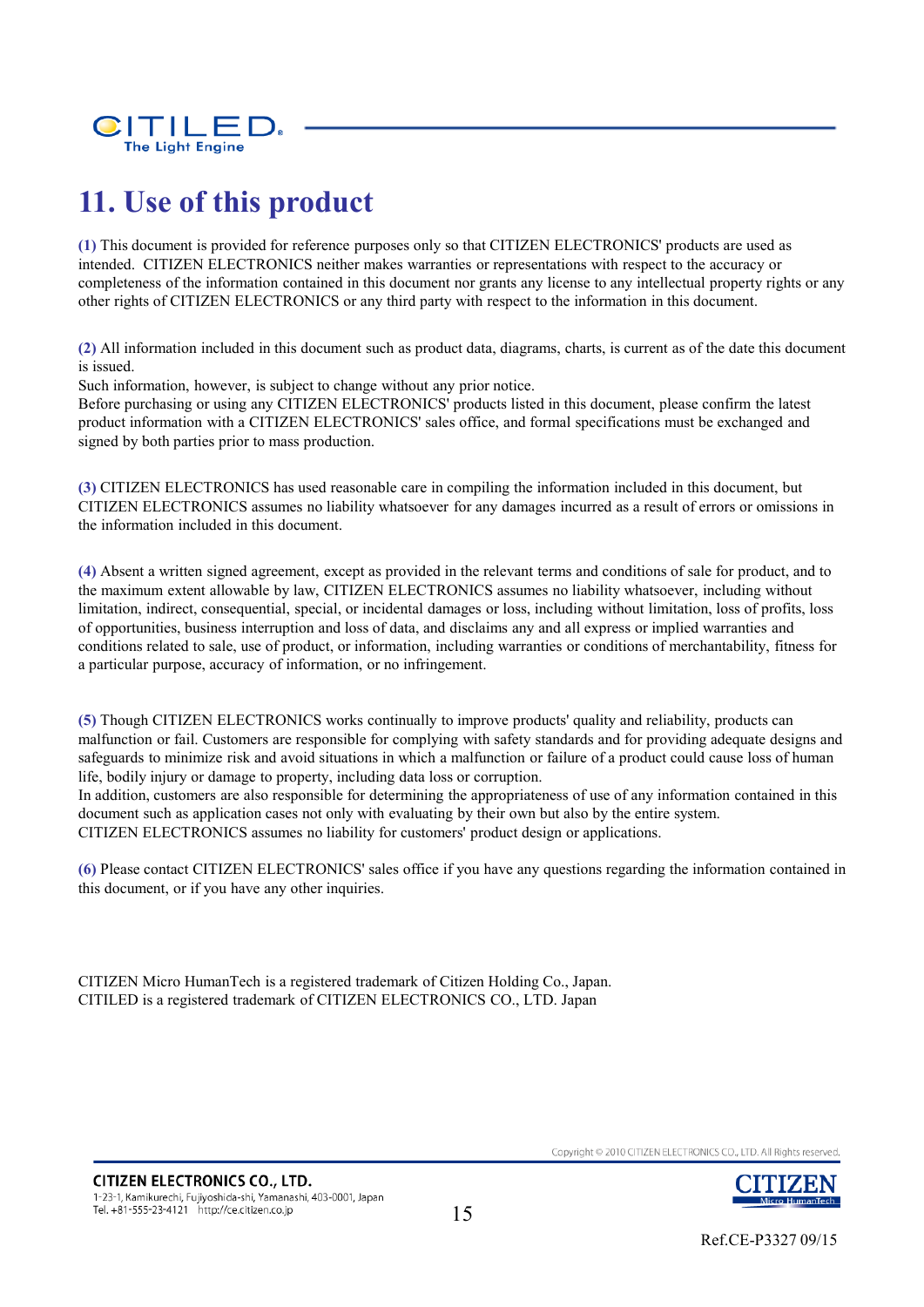# 11. Use of this product

**(1)** This document is provided for reference purposes only so that CITIZEN ELECTRONICS' products are used as intended. CITIZEN ELECTRONICS neither makes warranties or representations with respect to the accuracy or completeness of the information contained in this document nor grants any license to any intellectual property rights or any other rights of CITIZEN ELECTRONICS or any third party with respect to the information in this document.

**(2)** All information included in this document such as product data, diagrams, charts, is current as of the date this document is issued.
Such information, however, is subject to change without any prior notice.
Before purchasing or using any CITIZEN ELECTRONICS' products listed in this document, please confirm the latest product information with a CITIZEN ELECTRONICS' sales office, and formal specifications must be exchanged and signed by both parties prior to mass production.

**(3)** CITIZEN ELECTRONICS has used reasonable care in compiling the information included in this document, but CITIZEN ELECTRONICS assumes no liability whatsoever for any damages incurred as a result of errors or omissions in the information included in this document.

**(4)** Absent a written signed agreement, except as provided in the relevant terms and conditions of sale for product, and to the maximum extent allowable by law, CITIZEN ELECTRONICS assumes no liability whatsoever, including without limitation, indirect, consequential, special, or incidental damages or loss, including without limitation, loss of profits, loss of opportunities, business interruption and loss of data, and disclaims any and all express or implied warranties and conditions related to sale, use of product, or information, including warranties or conditions of merchantability, fitness for a particular purpose, accuracy of information, or no infringement.

**(5)** Though CITIZEN ELECTRONICS works continually to improve products' quality and reliability, products can malfunction or fail. Customers are responsible for complying with safety standards and for providing adequate designs and safeguards to minimize risk and avoid situations in which a malfunction or failure of a product could cause loss of human life, bodily injury or damage to property, including data loss or corruption.
In addition, customers are also responsible for determining the appropriateness of use of any information contained in this document such as application cases not only with evaluating by their own but also by the entire system.
CITIZEN ELECTRONICS assumes no liability for customers' product design or applications.

**(6)** Please contact CITIZEN ELECTRONICS' sales office if you have any questions regarding the information contained in this document, or if you have any other inquiries.

CITIZEN Micro HumanTech is a registered trademark of Citizen Holding Co., Japan.
CITILED is a registered trademark of CITIZEN ELECTRONICS CO., LTD. Japan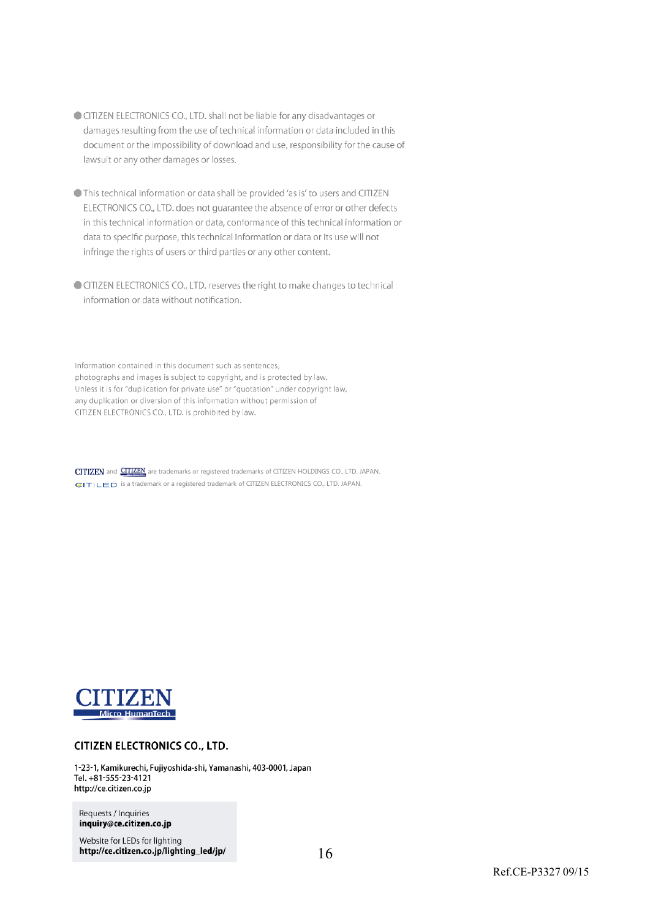- CITIZEN ELECTRONICS CO., LTD. shall not be liable for any disadvantages or damages resulting from the use of technical information or data included in this document or the impossibility of download and use, responsibility for the cause of lawsuit or any other damages or losses.

- This technical information or data shall be provided 'as is' to users and CITIZEN ELECTRONICS CO., LTD. does not guarantee the absence of error or other defects in this technical information or data, conformance of this technical information or data to specific purpose, this technical information or data or its use will not infringe the rights of users or third parties or any other content.

- CITIZEN ELECTRONICS CO., LTD. reserves the right to make changes to technical information or data without notification.

Information contained in this document such as sentences, photographs and images is subject to copyright, and is protected by law. Unless it is for "duplication for private use" or "quotation" under copyright law, any duplication or diversion of this information without permission of CITIZEN ELECTRONICS CO., LTD. is prohibited by law.

CITIZEN and CITIZEN are trademarks or registered trademarks of CITIZEN HOLDINGS CO., LTD. JAPAN.
CITILED is a trademark or a registered trademark of CITIZEN ELECTRONICS CO., LTD. JAPAN.

CITIZEN
Micro HumanTech

**CITIZEN ELECTRONICS CO., LTD.**

**1-23-1, Kamikurechi, Fujiyoshida-shi, Yamanashi, 403-0001, Japan**
**Tel. +81-555-23-4121**
**http://ce.citizen.co.jp**

Requests / Inquiries
**inquiry@ce.citizen.co.jp**

Website for LEDs for lighting
**http://ce.citizen.co.jp/lighting_led/jp/**

Ref.CE-P3327 09/15